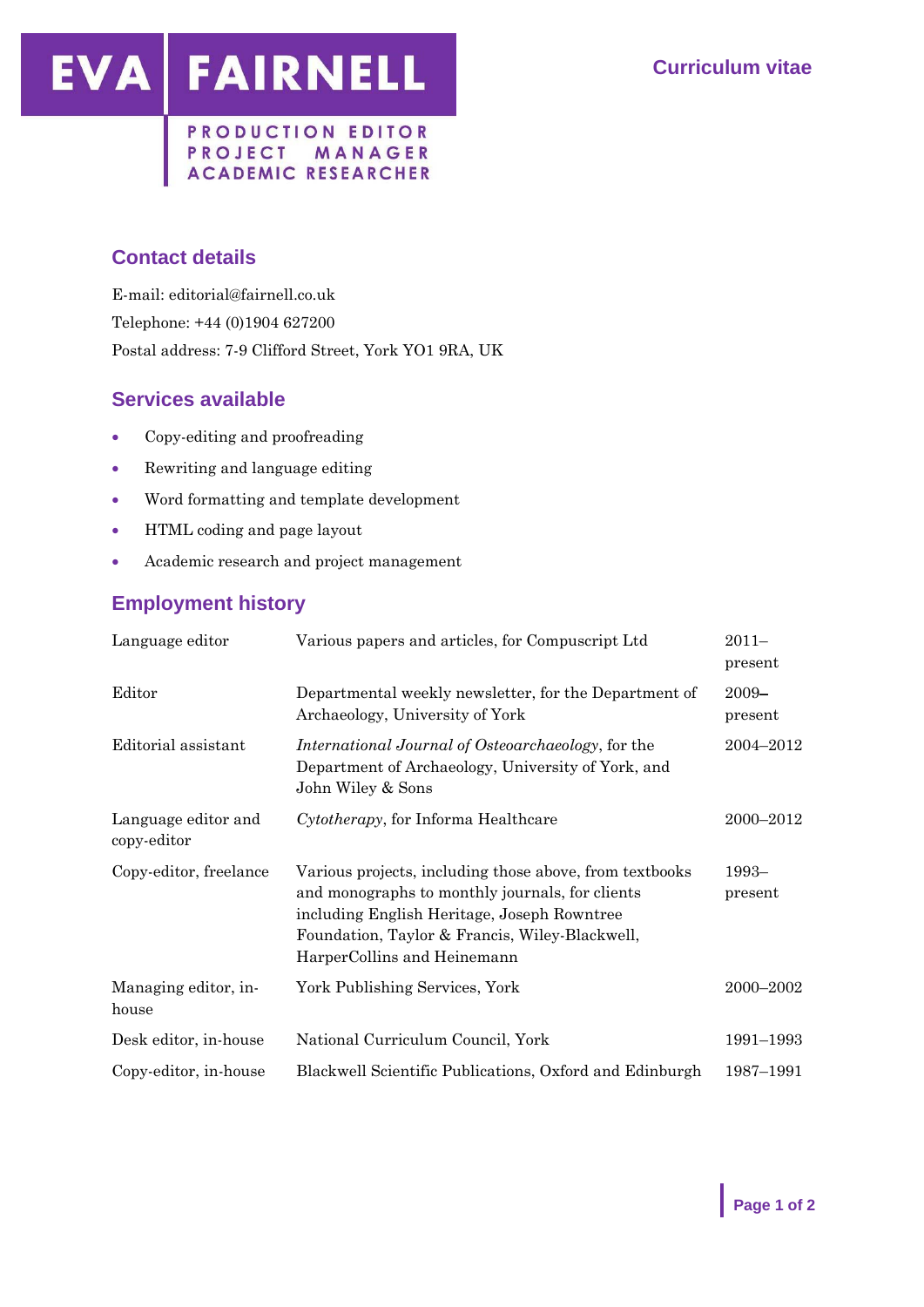# EVA FAIRNELL

PRODUCTION EDITOR
PROJECT MANAGER
ACADEMIC RESEARCHER

Curriculum vitae

## Contact details

E-mail: editorial@fairnell.co.uk

Telephone: +44 (0)1904 627200

Postal address: 7-9 Clifford Street, York YO1 9RA, UK

## Services available

- Copy-editing and proofreading
- Rewriting and language editing
- Word formatting and template development
- HTML coding and page layout
- Academic research and project management

## Employment history

| | | |
|---|---|---|
| Language editor | Various papers and articles, for Compuscript Ltd | 2011–present |
| Editor | Departmental weekly newsletter, for the Department of Archaeology, University of York | 2009–present |
| Editorial assistant | *International Journal of Osteoarchaeology*, for the Department of Archaeology, University of York, and John Wiley & Sons | 2004–2012 |
| Language editor and copy-editor | *Cytotherapy*, for Informa Healthcare | 2000–2012 |
| Copy-editor, freelance | Various projects, including those above, from textbooks and monographs to monthly journals, for clients including English Heritage, Joseph Rowntree Foundation, Taylor & Francis, Wiley-Blackwell, HarperCollins and Heinemann | 1993–present |
| Managing editor, in-house | York Publishing Services, York | 2000–2002 |
| Desk editor, in-house | National Curriculum Council, York | 1991–1993 |
| Copy-editor, in-house | Blackwell Scientific Publications, Oxford and Edinburgh | 1987–1991 |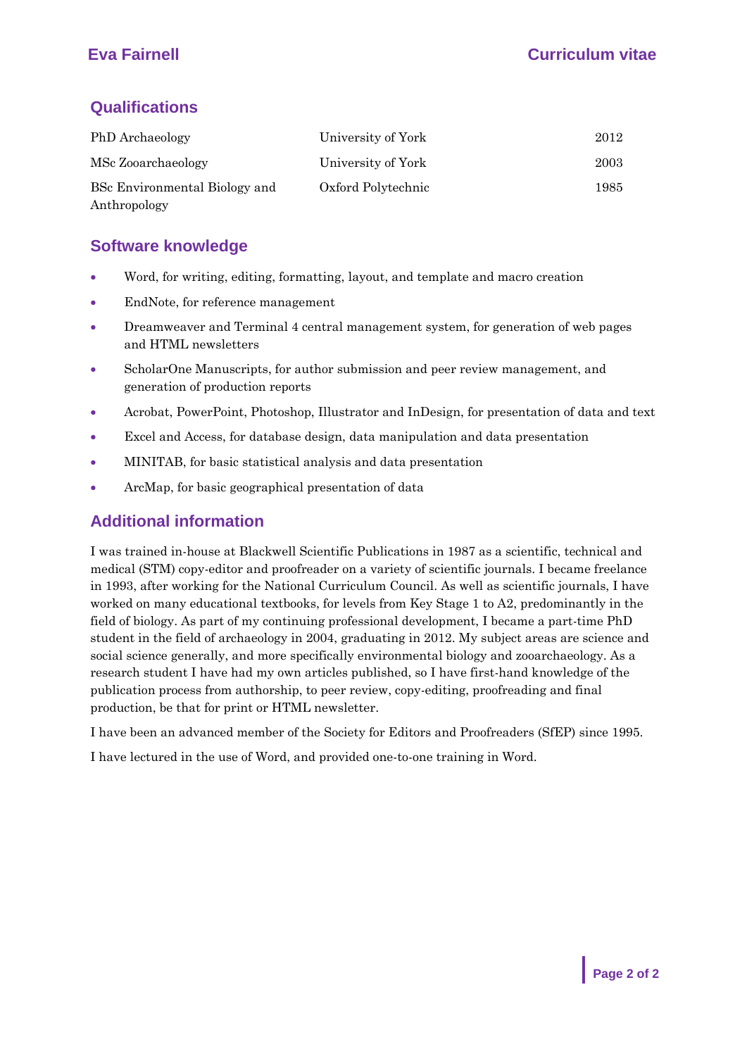## Qualifications

| | | |
|---|---|---|
| PhD Archaeology | University of York | 2012 |
| MSc Zooarchaeology | University of York | 2003 |
| BSc Environmental Biology and Anthropology | Oxford Polytechnic | 1985 |

## Software knowledge

- Word, for writing, editing, formatting, layout, and template and macro creation
- EndNote, for reference management
- Dreamweaver and Terminal 4 central management system, for generation of web pages and HTML newsletters
- ScholarOne Manuscripts, for author submission and peer review management, and generation of production reports
- Acrobat, PowerPoint, Photoshop, Illustrator and InDesign, for presentation of data and text
- Excel and Access, for database design, data manipulation and data presentation
- MINITAB, for basic statistical analysis and data presentation
- ArcMap, for basic geographical presentation of data

## Additional information

I was trained in-house at Blackwell Scientific Publications in 1987 as a scientific, technical and medical (STM) copy-editor and proofreader on a variety of scientific journals. I became freelance in 1993, after working for the National Curriculum Council. As well as scientific journals, I have worked on many educational textbooks, for levels from Key Stage 1 to A2, predominantly in the field of biology. As part of my continuing professional development, I became a part-time PhD student in the field of archaeology in 2004, graduating in 2012. My subject areas are science and social science generally, and more specifically environmental biology and zooarchaeology. As a research student I have had my own articles published, so I have first-hand knowledge of the publication process from authorship, to peer review, copy-editing, proofreading and final production, be that for print or HTML newsletter.

I have been an advanced member of the Society for Editors and Proofreaders (SfEP) since 1995.

I have lectured in the use of Word, and provided one-to-one training in Word.